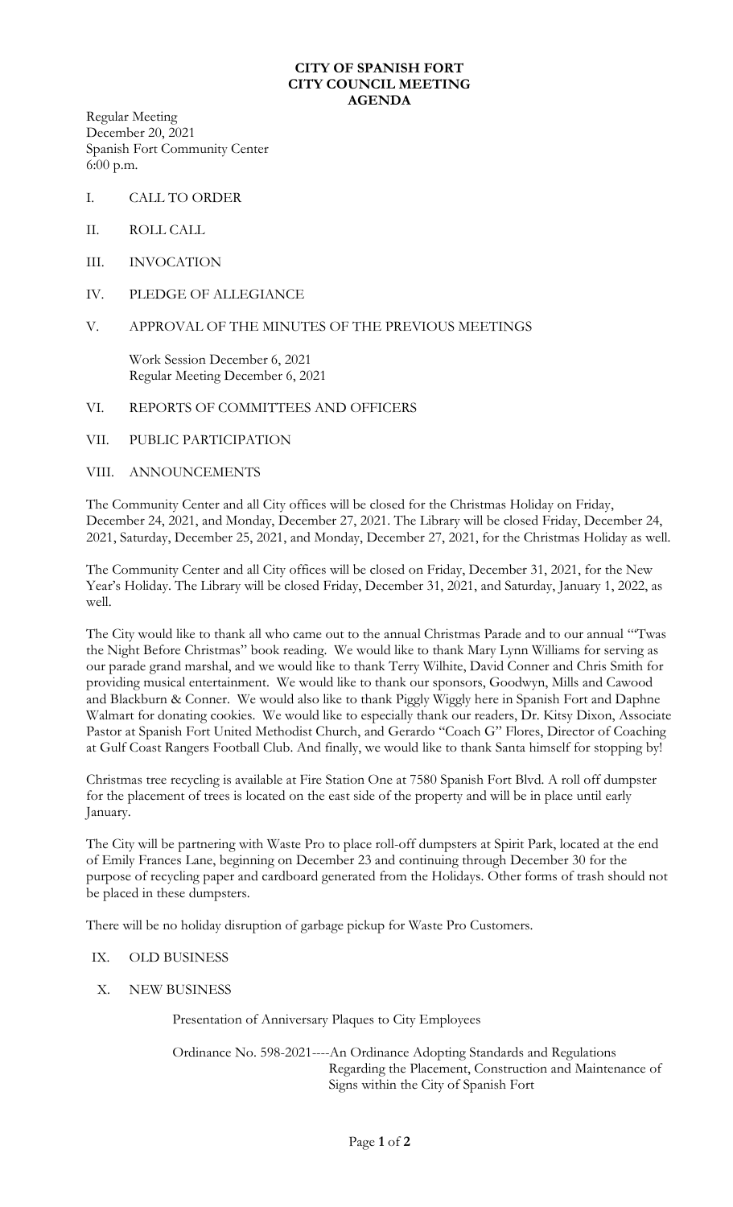**CITY OF SPANISH FORT**
**CITY COUNCIL MEETING**
**AGENDA**

Regular Meeting
December 20, 2021
Spanish Fort Community Center
6:00 p.m.

I. CALL TO ORDER

II. ROLL CALL

III. INVOCATION

IV. PLEDGE OF ALLEGIANCE

V. APPROVAL OF THE MINUTES OF THE PREVIOUS MEETINGS

Work Session December 6, 2021
Regular Meeting December 6, 2021

VI. REPORTS OF COMMITTEES AND OFFICERS

VII. PUBLIC PARTICIPATION

VIII. ANNOUNCEMENTS

The Community Center and all City offices will be closed for the Christmas Holiday on Friday, December 24, 2021, and Monday, December 27, 2021. The Library will be closed Friday, December 24, 2021, Saturday, December 25, 2021, and Monday, December 27, 2021, for the Christmas Holiday as well.

The Community Center and all City offices will be closed on Friday, December 31, 2021, for the New Year's Holiday. The Library will be closed Friday, December 31, 2021, and Saturday, January 1, 2022, as well.

The City would like to thank all who came out to the annual Christmas Parade and to our annual "'Twas the Night Before Christmas" book reading. We would like to thank Mary Lynn Williams for serving as our parade grand marshal, and we would like to thank Terry Wilhite, David Conner and Chris Smith for providing musical entertainment. We would like to thank our sponsors, Goodwyn, Mills and Cawood and Blackburn & Conner. We would also like to thank Piggly Wiggly here in Spanish Fort and Daphne Walmart for donating cookies. We would like to especially thank our readers, Dr. Kitsy Dixon, Associate Pastor at Spanish Fort United Methodist Church, and Gerardo "Coach G" Flores, Director of Coaching at Gulf Coast Rangers Football Club. And finally, we would like to thank Santa himself for stopping by!

Christmas tree recycling is available at Fire Station One at 7580 Spanish Fort Blvd. A roll off dumpster for the placement of trees is located on the east side of the property and will be in place until early January.

The City will be partnering with Waste Pro to place roll-off dumpsters at Spirit Park, located at the end of Emily Frances Lane, beginning on December 23 and continuing through December 30 for the purpose of recycling paper and cardboard generated from the Holidays. Other forms of trash should not be placed in these dumpsters.

There will be no holiday disruption of garbage pickup for Waste Pro Customers.

IX. OLD BUSINESS

X. NEW BUSINESS

Presentation of Anniversary Plaques to City Employees

Ordinance No. 598-2021----An Ordinance Adopting Standards and Regulations Regarding the Placement, Construction and Maintenance of Signs within the City of Spanish Fort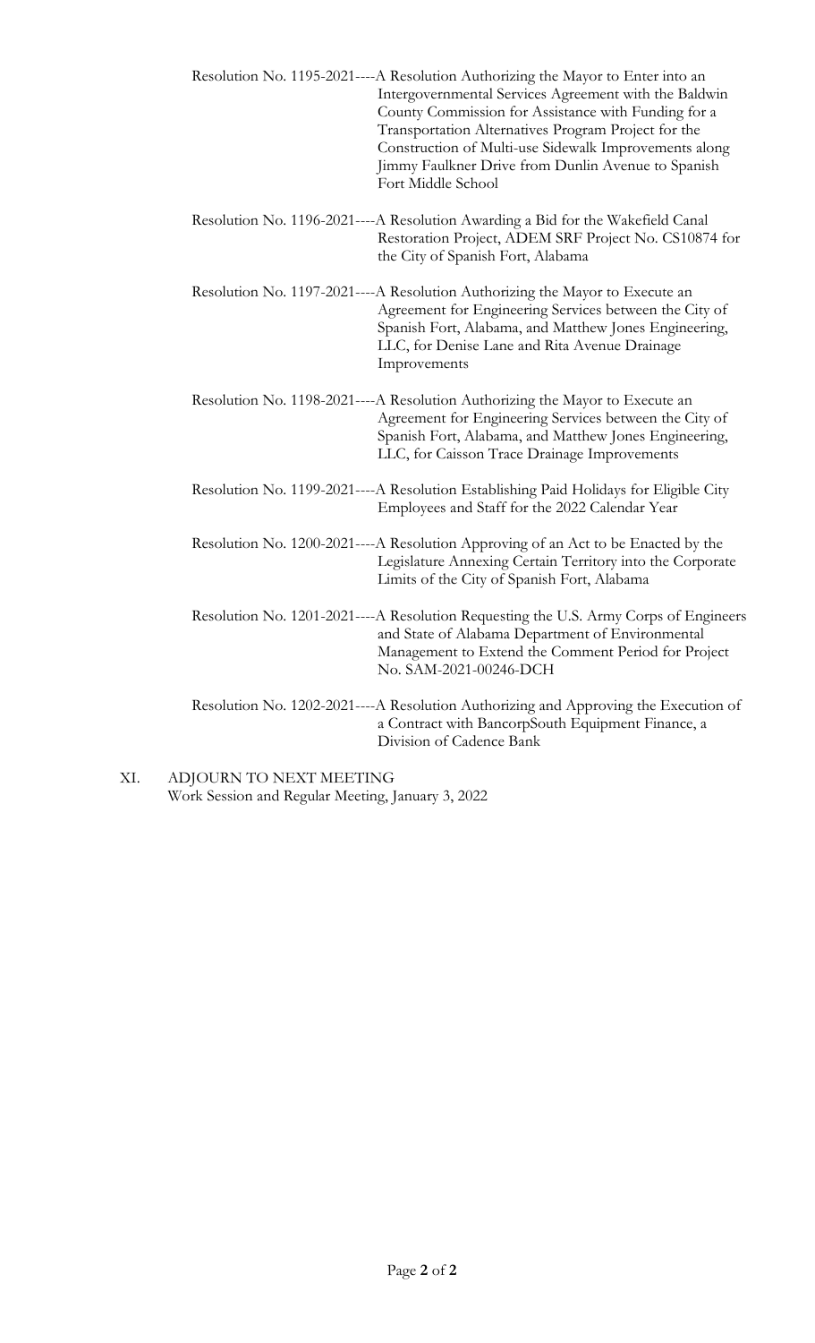Resolution No. 1195-2021----A Resolution Authorizing the Mayor to Enter into an Intergovernmental Services Agreement with the Baldwin County Commission for Assistance with Funding for a Transportation Alternatives Program Project for the Construction of Multi-use Sidewalk Improvements along Jimmy Faulkner Drive from Dunlin Avenue to Spanish Fort Middle School

Resolution No. 1196-2021----A Resolution Awarding a Bid for the Wakefield Canal Restoration Project, ADEM SRF Project No. CS10874 for the City of Spanish Fort, Alabama

Resolution No. 1197-2021----A Resolution Authorizing the Mayor to Execute an Agreement for Engineering Services between the City of Spanish Fort, Alabama, and Matthew Jones Engineering, LLC, for Denise Lane and Rita Avenue Drainage Improvements

Resolution No. 1198-2021----A Resolution Authorizing the Mayor to Execute an Agreement for Engineering Services between the City of Spanish Fort, Alabama, and Matthew Jones Engineering, LLC, for Caisson Trace Drainage Improvements

Resolution No. 1199-2021----A Resolution Establishing Paid Holidays for Eligible City Employees and Staff for the 2022 Calendar Year

Resolution No. 1200-2021----A Resolution Approving of an Act to be Enacted by the Legislature Annexing Certain Territory into the Corporate Limits of the City of Spanish Fort, Alabama

Resolution No. 1201-2021----A Resolution Requesting the U.S. Army Corps of Engineers and State of Alabama Department of Environmental Management to Extend the Comment Period for Project No. SAM-2021-00246-DCH

Resolution No. 1202-2021----A Resolution Authorizing and Approving the Execution of a Contract with BancorpSouth Equipment Finance, a Division of Cadence Bank

XI. ADJOURN TO NEXT MEETING
Work Session and Regular Meeting, January 3, 2022